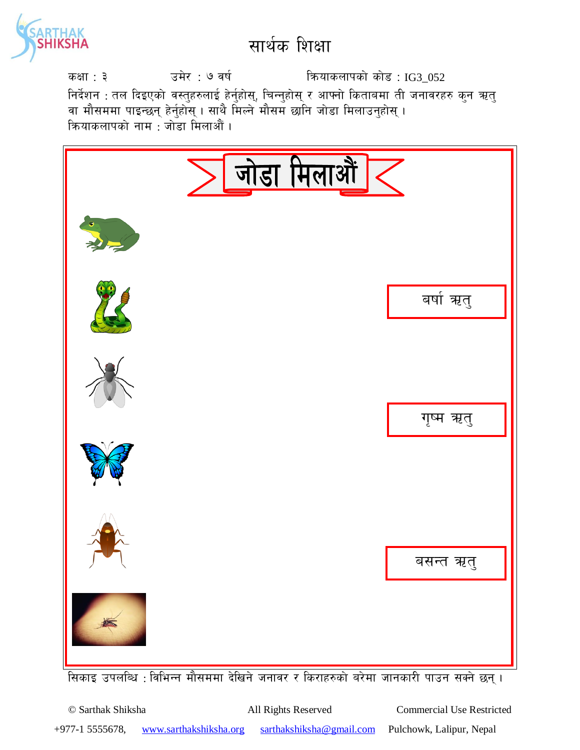# सार्थक शिक्षा

कक्षा : ३ उमेर : ७ वर्ष क्रियाकलापको कोड : IG3_052

निर्देशन : तल दिइएको वस्तुहरुलाई हेर्नुहोस्, चिन्नुहोस् र आफ्नो किताबमा ती जनावरहरु कुन ऋतु वा मौसममा पाइन्छन् हेर्नुहोस् । साथै मिल्ने मौसम छानि जोडा मिलाउनुहोस् ।

क्रियाकलापको नाम : जोडा मिलाऔं ।

## जोडा मिलाऔं

बर्षा ऋतु

गृष्म ऋतु

बसन्त ऋतु

सिकाइ उपलब्धि : विभिन्न मौसममा देखिने जनावर र किराहरुको बरेमा जानकारी पाउन सक्ने छन् ।

© Sarthak Shiksha All Rights Reserved Commercial Use Restricted

+977-1 5555678, www.sarthakshiksha.org sarthakshiksha@gmail.com Pulchowk, Lalipur, Nepal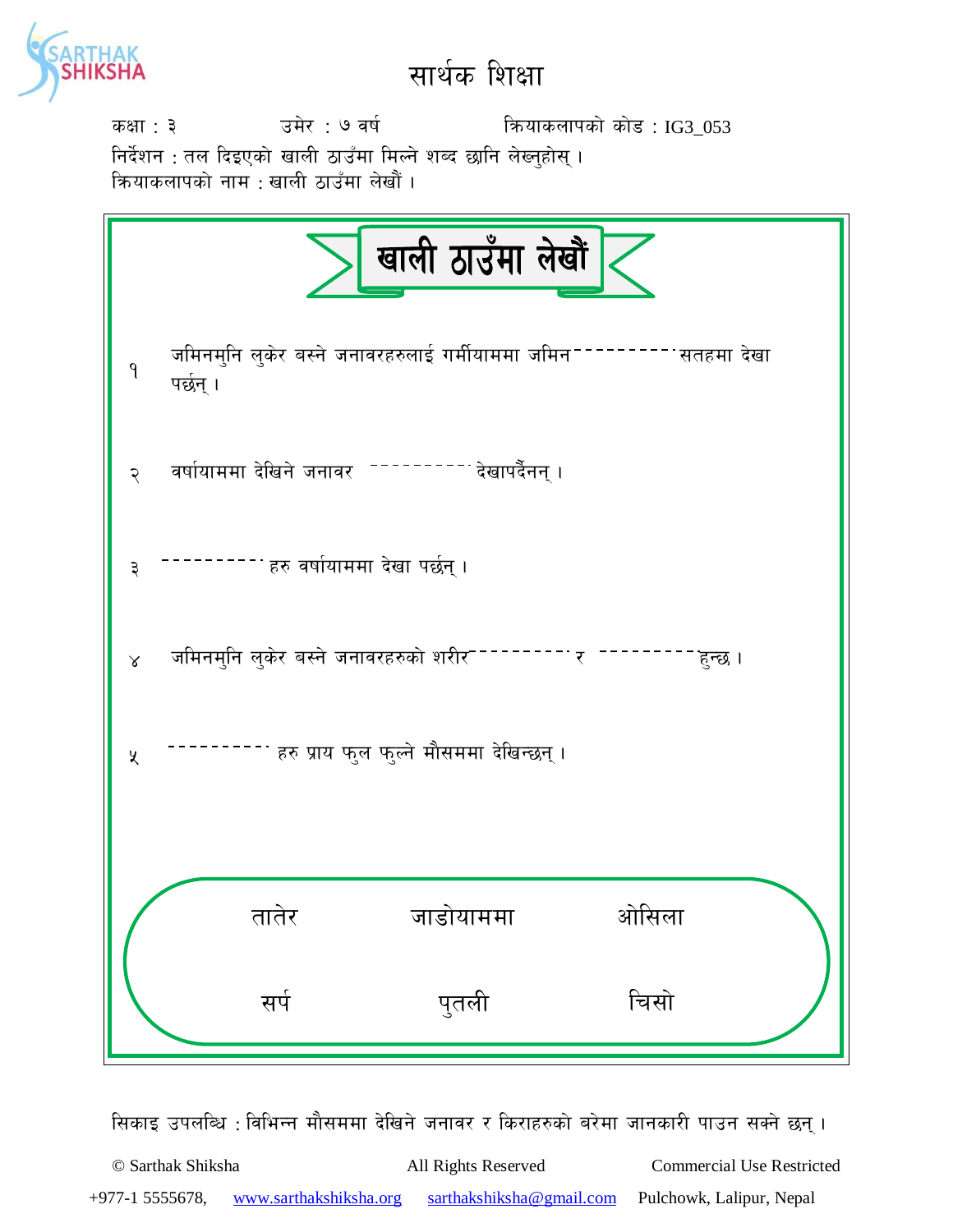# सार्थक शिक्षा

कक्षा : ३ उमेर : ७ वर्ष क्रियाकलापको कोड : IG3_053

निर्देशन : तल दिइएको खाली ठाउँमा मिल्ने शब्द छानि लेख्नुहोस् ।

क्रियाकलापको नाम : खाली ठाउँमा लेखौं ।

## खाली ठाउँमा लेखौं

१ जमिनमुनि लुकेर बस्ने जनावरहरुलाई गर्मीयाममा जमिन---------- सतहमा देखा पर्छन् ।

२ वर्षायाममा देखिने जनावर ---------- देखापर्दैनन् ।

३ ---------- हरु वर्षायाममा देखा पर्छन् ।

४ जमिनमुनि लुकेर बस्ने जनावरहरुको शरीर---------- र ---------- हुन्छ ।

५ ---------- हरु प्राय फुल फुल्ने मौसममा देखिन्छन् ।

| | | |
|---|---|---|
| तातेर | जाडोयाममा | ओसिला |
| सर्प | पुतली | चिसो |

सिकाइ उपलब्धि : विभिन्न मौसममा देखिने जनावर र किराहरुको बरेमा जानकारी पाउन सक्ने छन् ।

© Sarthak Shiksha All Rights Reserved Commercial Use Restricted

+977-1 5555678, www.sarthakshiksha.org sarthakshiksha@gmail.com Pulchowk, Lalipur, Nepal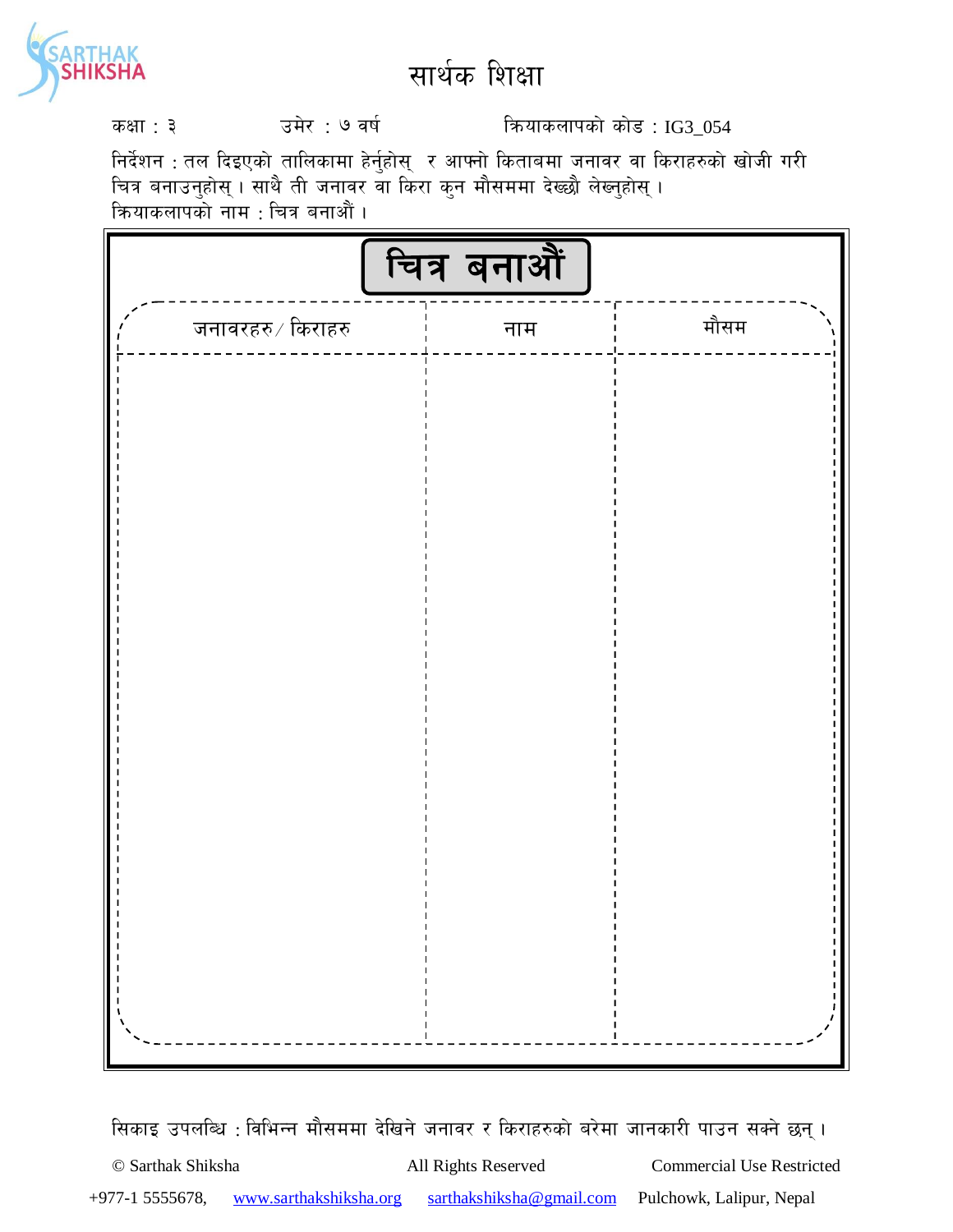# सार्थक शिक्षा

कक्षा : ३ उमेर : ७ वर्ष क्रियाकलापको कोड : IG3_054

निर्देशन : तल दिइएको तालिकामा हेर्नुहोस् र आफ्नो किताबमा जनावर वा किराहरुको खोजी गरी चित्र बनाउनुहोस् । साथै ती जनावर वा किरा कुन मौसममा देख्छौ लेख्नुहोस् ।

क्रियाकलापको नाम : चित्र बनाऔं ।

## चित्र बनाऔं

| जनावरहरु/ किराहरु | नाम | मौसम |
| --- | --- | --- |
| | | |

सिकाइ उपलब्धि : विभिन्न मौसममा देखिने जनावर र किराहरुको बरेमा जानकारी पाउन सक्ने छन् ।

© Sarthak Shiksha All Rights Reserved Commercial Use Restricted

+977-1 5555678, www.sarthakshiksha.org sarthakshiksha@gmail.com Pulchowk, Lalipur, Nepal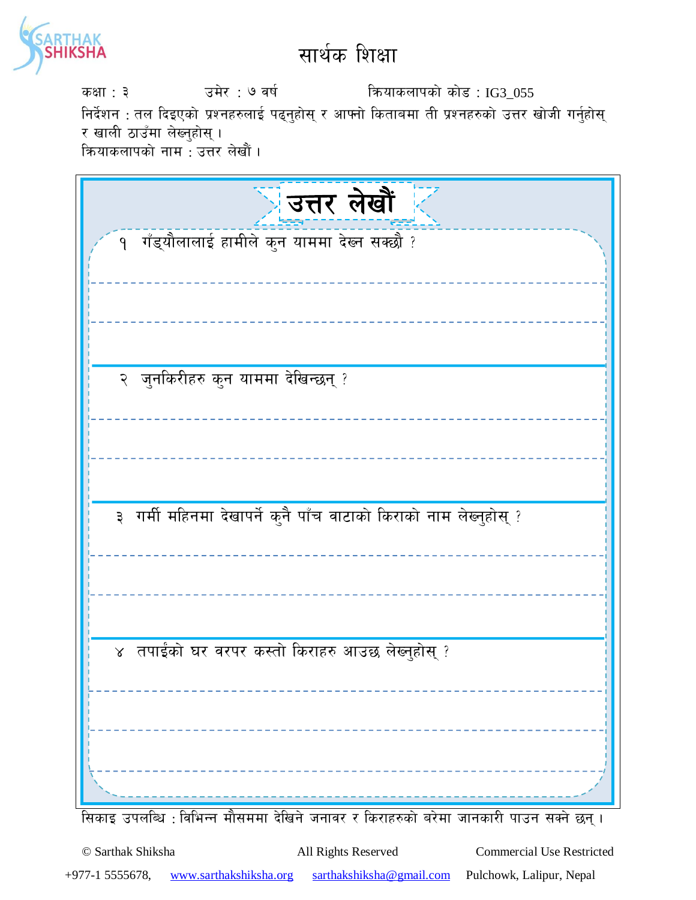# सार्थक शिक्षा

कक्षा : ३ उमेर : ७ वर्ष क्रियाकलापको कोड : IG3_055

निर्देशन : तल दिइएको प्रश्नहरुलाई पढ्नुहोस् र आफ्नो किताबमा ती प्रश्नहरुको उत्तर खोजी गर्नुहोस् र खाली ठाउँमा लेख्नुहोस् ।

क्रियाकलापको नाम : उत्तर लेखौं ।

## उत्तर लेखौं

१ गँड्यौलालाई हामीले कुन याममा देख्न सक्छौ ?

---

---

२ जुनकिरीहरु कुन याममा देखिन्छन् ?

---

---

३ गर्मी महिनमा देखापर्ने कुनै पाँच वाटाको किराको नाम लेख्नुहोस् ?

---

---

४ तपाईंको घर वरपर कस्तो किराहरु आउछ लेख्नुहोस् ?

---

---

---

सिकाइ उपलब्धि : विभिन्न मौसममा देखिने जनावर र किराहरुको बरेमा जानकारी पाउन सक्ने छन् ।

© Sarthak Shiksha All Rights Reserved Commercial Use Restricted

+977-1 5555678, www.sarthakshiksha.org sarthakshiksha@gmail.com Pulchowk, Lalipur, Nepal